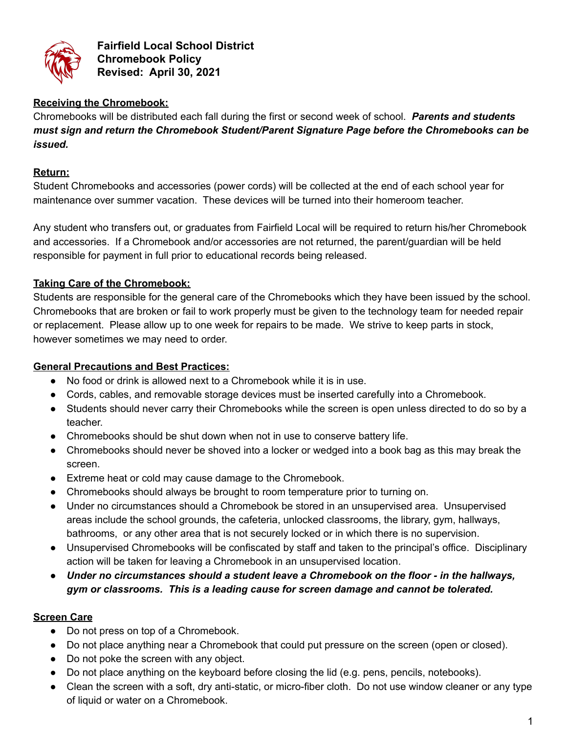**Fairfield Local School District**
**Chromebook Policy**
**Revised: April 30, 2021**

**Receiving the Chromebook:**

Chromebooks will be distributed each fall during the first or second week of school. ***Parents and students must sign and return the Chromebook Student/Parent Signature Page before the Chromebooks can be issued.***

**Return:**

Student Chromebooks and accessories (power cords) will be collected at the end of each school year for maintenance over summer vacation. These devices will be turned into their homeroom teacher.

Any student who transfers out, or graduates from Fairfield Local will be required to return his/her Chromebook and accessories. If a Chromebook and/or accessories are not returned, the parent/guardian will be held responsible for payment in full prior to educational records being released.

**Taking Care of the Chromebook:**

Students are responsible for the general care of the Chromebooks which they have been issued by the school. Chromebooks that are broken or fail to work properly must be given to the technology team for needed repair or replacement. Please allow up to one week for repairs to be made. We strive to keep parts in stock, however sometimes we may need to order.

**General Precautions and Best Practices:**

- No food or drink is allowed next to a Chromebook while it is in use.
- Cords, cables, and removable storage devices must be inserted carefully into a Chromebook.
- Students should never carry their Chromebooks while the screen is open unless directed to do so by a teacher.
- Chromebooks should be shut down when not in use to conserve battery life.
- Chromebooks should never be shoved into a locker or wedged into a book bag as this may break the screen.
- Extreme heat or cold may cause damage to the Chromebook.
- Chromebooks should always be brought to room temperature prior to turning on.
- Under no circumstances should a Chromebook be stored in an unsupervised area. Unsupervised areas include the school grounds, the cafeteria, unlocked classrooms, the library, gym, hallways, bathrooms, or any other area that is not securely locked or in which there is no supervision.
- Unsupervised Chromebooks will be confiscated by staff and taken to the principal's office. Disciplinary action will be taken for leaving a Chromebook in an unsupervised location.
- ***Under no circumstances should a student leave a Chromebook on the floor - in the hallways, gym or classrooms. This is a leading cause for screen damage and cannot be tolerated.***

**Screen Care**

- Do not press on top of a Chromebook.
- Do not place anything near a Chromebook that could put pressure on the screen (open or closed).
- Do not poke the screen with any object.
- Do not place anything on the keyboard before closing the lid (e.g. pens, pencils, notebooks).
- Clean the screen with a soft, dry anti-static, or micro-fiber cloth. Do not use window cleaner or any type of liquid or water on a Chromebook.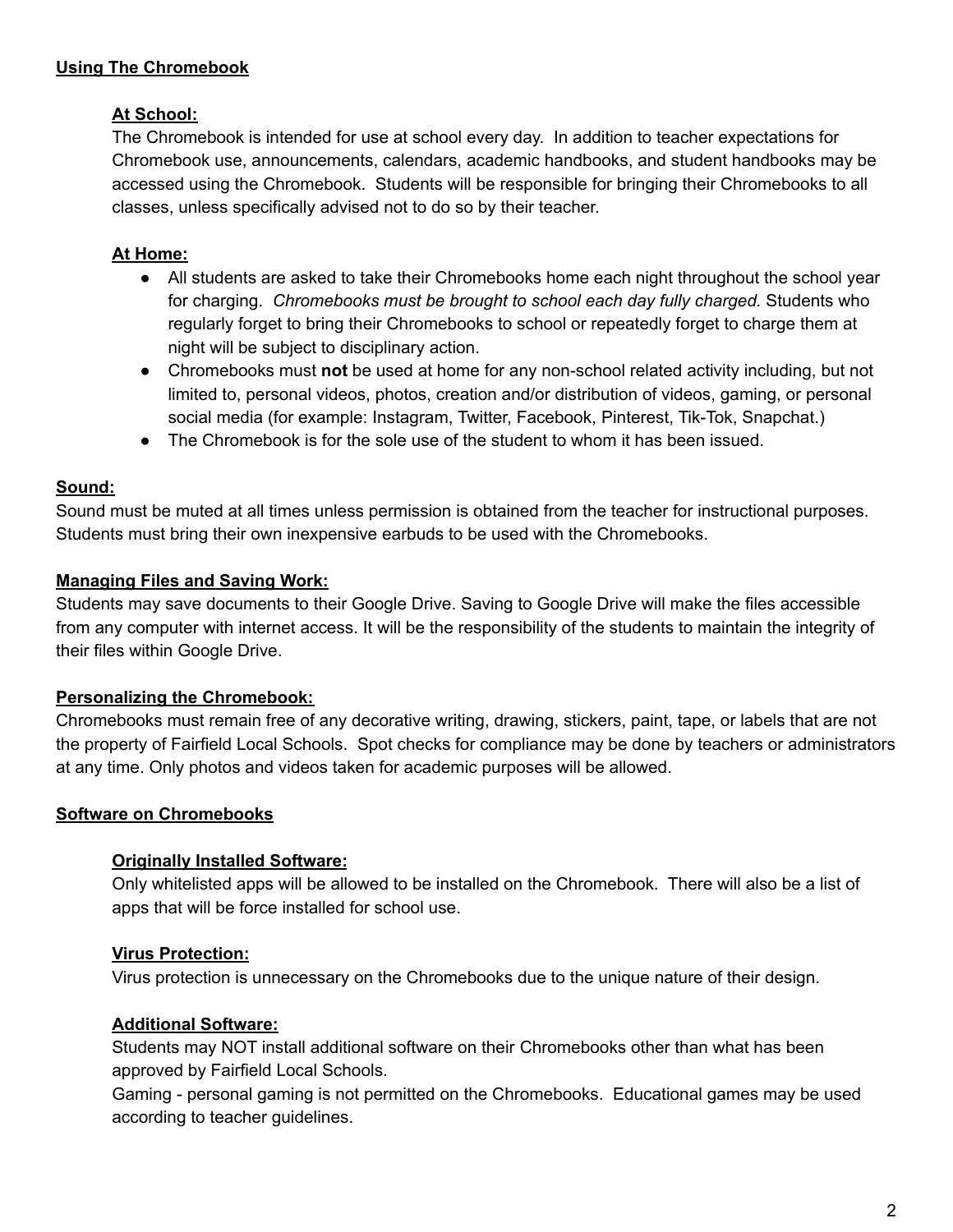## Using The Chromebook

### At School:

The Chromebook is intended for use at school every day. In addition to teacher expectations for Chromebook use, announcements, calendars, academic handbooks, and student handbooks may be accessed using the Chromebook. Students will be responsible for bringing their Chromebooks to all classes, unless specifically advised not to do so by their teacher.

### At Home:

- All students are asked to take their Chromebooks home each night throughout the school year for charging. *Chromebooks must be brought to school each day fully charged.* Students who regularly forget to bring their Chromebooks to school or repeatedly forget to charge them at night will be subject to disciplinary action.
- Chromebooks must **not** be used at home for any non-school related activity including, but not limited to, personal videos, photos, creation and/or distribution of videos, gaming, or personal social media (for example: Instagram, Twitter, Facebook, Pinterest, Tik-Tok, Snapchat.)
- The Chromebook is for the sole use of the student to whom it has been issued.

## Sound:

Sound must be muted at all times unless permission is obtained from the teacher for instructional purposes. Students must bring their own inexpensive earbuds to be used with the Chromebooks.

## Managing Files and Saving Work:

Students may save documents to their Google Drive. Saving to Google Drive will make the files accessible from any computer with internet access. It will be the responsibility of the students to maintain the integrity of their files within Google Drive.

## Personalizing the Chromebook:

Chromebooks must remain free of any decorative writing, drawing, stickers, paint, tape, or labels that are not the property of Fairfield Local Schools. Spot checks for compliance may be done by teachers or administrators at any time. Only photos and videos taken for academic purposes will be allowed.

## Software on Chromebooks

### Originally Installed Software:

Only whitelisted apps will be allowed to be installed on the Chromebook. There will also be a list of apps that will be force installed for school use.

### Virus Protection:

Virus protection is unnecessary on the Chromebooks due to the unique nature of their design.

### Additional Software:

Students may NOT install additional software on their Chromebooks other than what has been approved by Fairfield Local Schools.
Gaming - personal gaming is not permitted on the Chromebooks. Educational games may be used according to teacher guidelines.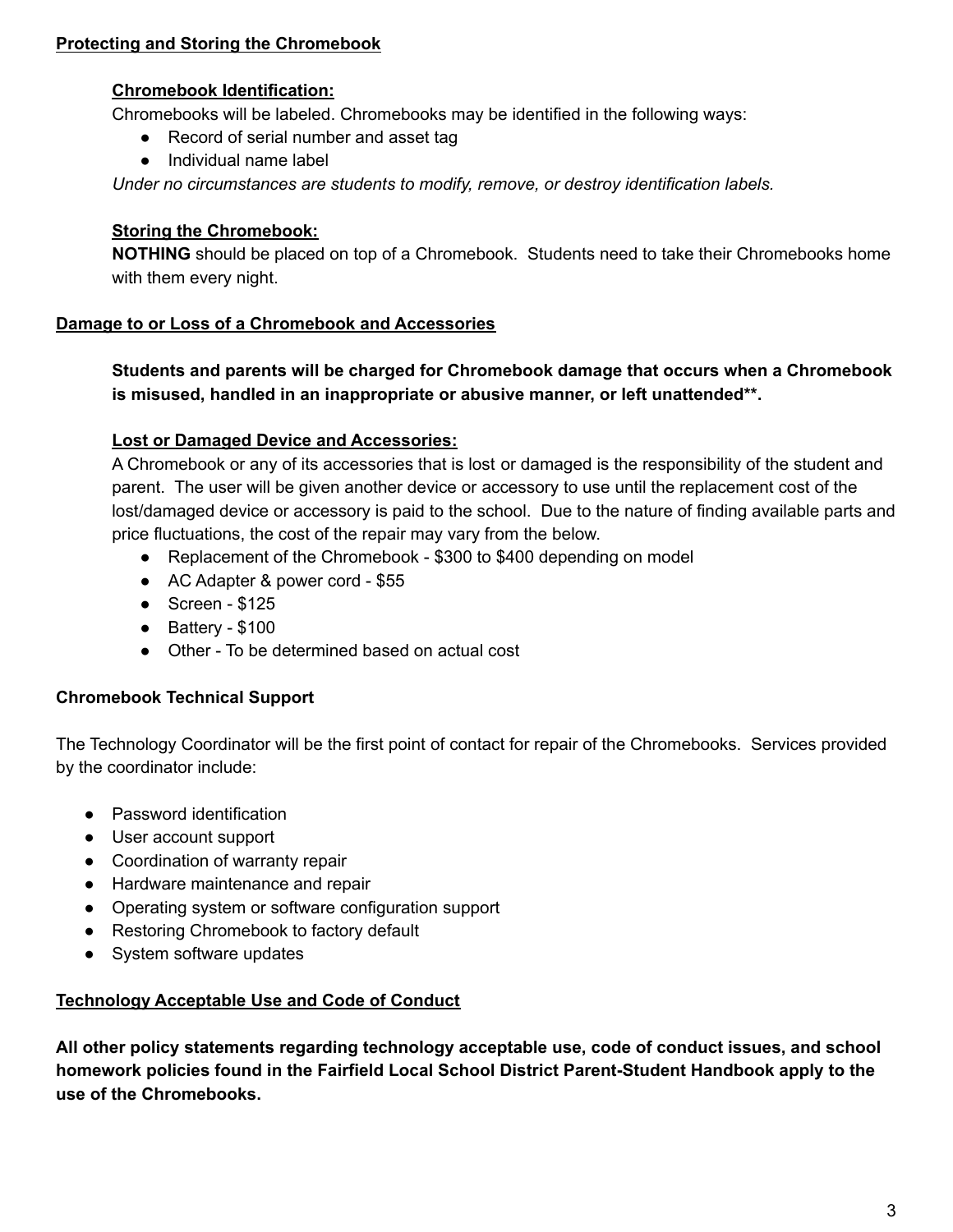## Protecting and Storing the Chromebook

### Chromebook Identification:

Chromebooks will be labeled. Chromebooks may be identified in the following ways:

- Record of serial number and asset tag
- Individual name label

*Under no circumstances are students to modify, remove, or destroy identification labels.*

### Storing the Chromebook:

**NOTHING** should be placed on top of a Chromebook. Students need to take their Chromebooks home with them every night.

## Damage to or Loss of a Chromebook and Accessories

**Students and parents will be charged for Chromebook damage that occurs when a Chromebook is misused, handled in an inappropriate or abusive manner, or left unattended**.**

### Lost or Damaged Device and Accessories:

A Chromebook or any of its accessories that is lost or damaged is the responsibility of the student and parent. The user will be given another device or accessory to use until the replacement cost of the lost/damaged device or accessory is paid to the school. Due to the nature of finding available parts and price fluctuations, the cost of the repair may vary from the below.

- Replacement of the Chromebook - $300 to $400 depending on model
- AC Adapter & power cord - $55
- Screen - $125
- Battery - $100
- Other - To be determined based on actual cost

## Chromebook Technical Support

The Technology Coordinator will be the first point of contact for repair of the Chromebooks. Services provided by the coordinator include:

- Password identification
- User account support
- Coordination of warranty repair
- Hardware maintenance and repair
- Operating system or software configuration support
- Restoring Chromebook to factory default
- System software updates

## Technology Acceptable Use and Code of Conduct

**All other policy statements regarding technology acceptable use, code of conduct issues, and school homework policies found in the Fairfield Local School District Parent-Student Handbook apply to the use of the Chromebooks.**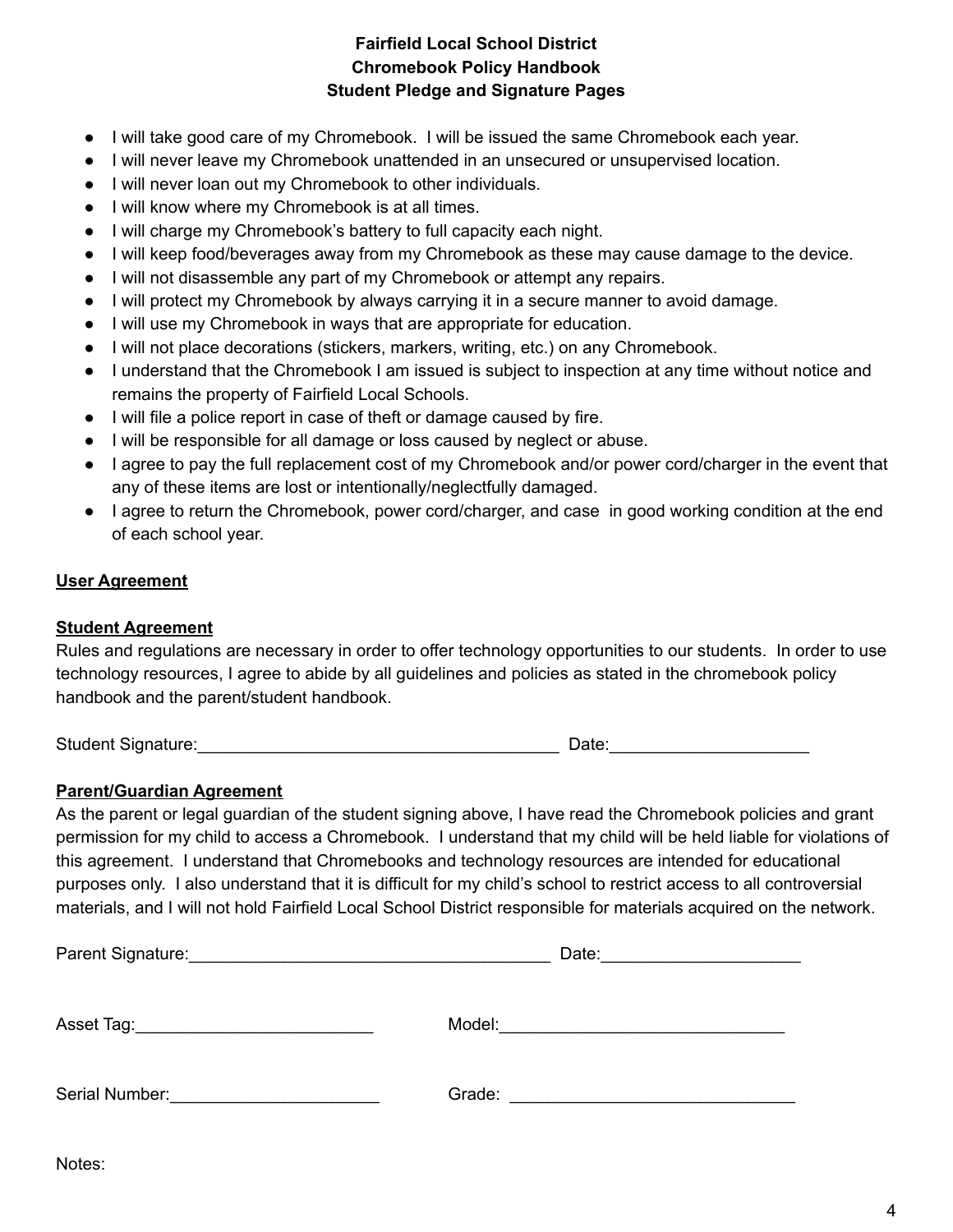**Fairfield Local School District**
**Chromebook Policy Handbook**
**Student Pledge and Signature Pages**

- I will take good care of my Chromebook. I will be issued the same Chromebook each year.
- I will never leave my Chromebook unattended in an unsecured or unsupervised location.
- I will never loan out my Chromebook to other individuals.
- I will know where my Chromebook is at all times.
- I will charge my Chromebook's battery to full capacity each night.
- I will keep food/beverages away from my Chromebook as these may cause damage to the device.
- I will not disassemble any part of my Chromebook or attempt any repairs.
- I will protect my Chromebook by always carrying it in a secure manner to avoid damage.
- I will use my Chromebook in ways that are appropriate for education.
- I will not place decorations (stickers, markers, writing, etc.) on any Chromebook.
- I understand that the Chromebook I am issued is subject to inspection at any time without notice and remains the property of Fairfield Local Schools.
- I will file a police report in case of theft or damage caused by fire.
- I will be responsible for all damage or loss caused by neglect or abuse.
- I agree to pay the full replacement cost of my Chromebook and/or power cord/charger in the event that any of these items are lost or intentionally/neglectfully damaged.
- I agree to return the Chromebook, power cord/charger, and case in good working condition at the end of each school year.

**User Agreement**

**Student Agreement**

Rules and regulations are necessary in order to offer technology opportunities to our students. In order to use technology resources, I agree to abide by all guidelines and policies as stated in the chromebook policy handbook and the parent/student handbook.

Student Signature:_______________________________________ Date:_____________________

**Parent/Guardian Agreement**

As the parent or legal guardian of the student signing above, I have read the Chromebook policies and grant permission for my child to access a Chromebook. I understand that my child will be held liable for violations of this agreement. I understand that Chromebooks and technology resources are intended for educational purposes only. I also understand that it is difficult for my child's school to restrict access to all controversial materials, and I will not hold Fairfield Local School District responsible for materials acquired on the network.

Parent Signature:_______________________________________ Date:_____________________

Asset Tag:_________________________ Model:______________________________

Serial Number:______________________ Grade: ______________________________

Notes: